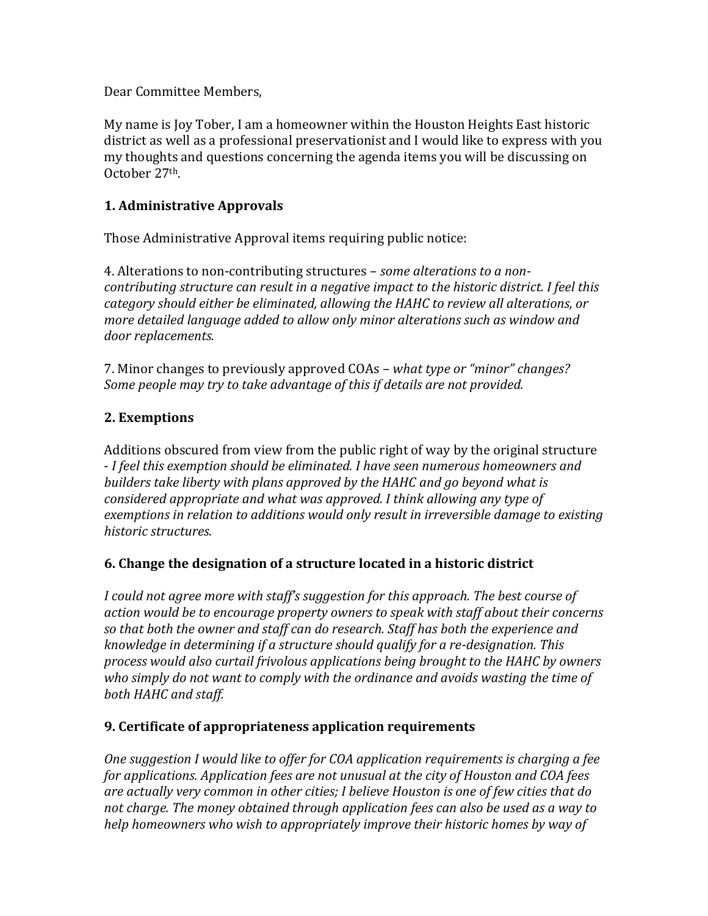Dear Committee Members,

My name is Joy Tober, I am a homeowner within the Houston Heights East historic district as well as a professional preservationist and I would like to express with you my thoughts and questions concerning the agenda items you will be discussing on October 27th.

## 1. Administrative Approvals

Those Administrative Approval items requiring public notice:

4. Alterations to non-contributing structures – *some alterations to a non-contributing structure can result in a negative impact to the historic district. I feel this category should either be eliminated, allowing the HAHC to review all alterations, or more detailed language added to allow only minor alterations such as window and door replacements.*

7. Minor changes to previously approved COAs – *what type or "minor" changes? Some people may try to take advantage of this if details are not provided.*

## 2. Exemptions

Additions obscured from view from the public right of way by the original structure - *I feel this exemption should be eliminated. I have seen numerous homeowners and builders take liberty with plans approved by the HAHC and go beyond what is considered appropriate and what was approved. I think allowing any type of exemptions in relation to additions would only result in irreversible damage to existing historic structures.*

## 6. Change the designation of a structure located in a historic district

*I could not agree more with staff's suggestion for this approach. The best course of action would be to encourage property owners to speak with staff about their concerns so that both the owner and staff can do research. Staff has both the experience and knowledge in determining if a structure should qualify for a re-designation. This process would also curtail frivolous applications being brought to the HAHC by owners who simply do not want to comply with the ordinance and avoids wasting the time of both HAHC and staff.*

## 9. Certificate of appropriateness application requirements

*One suggestion I would like to offer for COA application requirements is charging a fee for applications. Application fees are not unusual at the city of Houston and COA fees are actually very common in other cities; I believe Houston is one of few cities that do not charge. The money obtained through application fees can also be used as a way to help homeowners who wish to appropriately improve their historic homes by way of*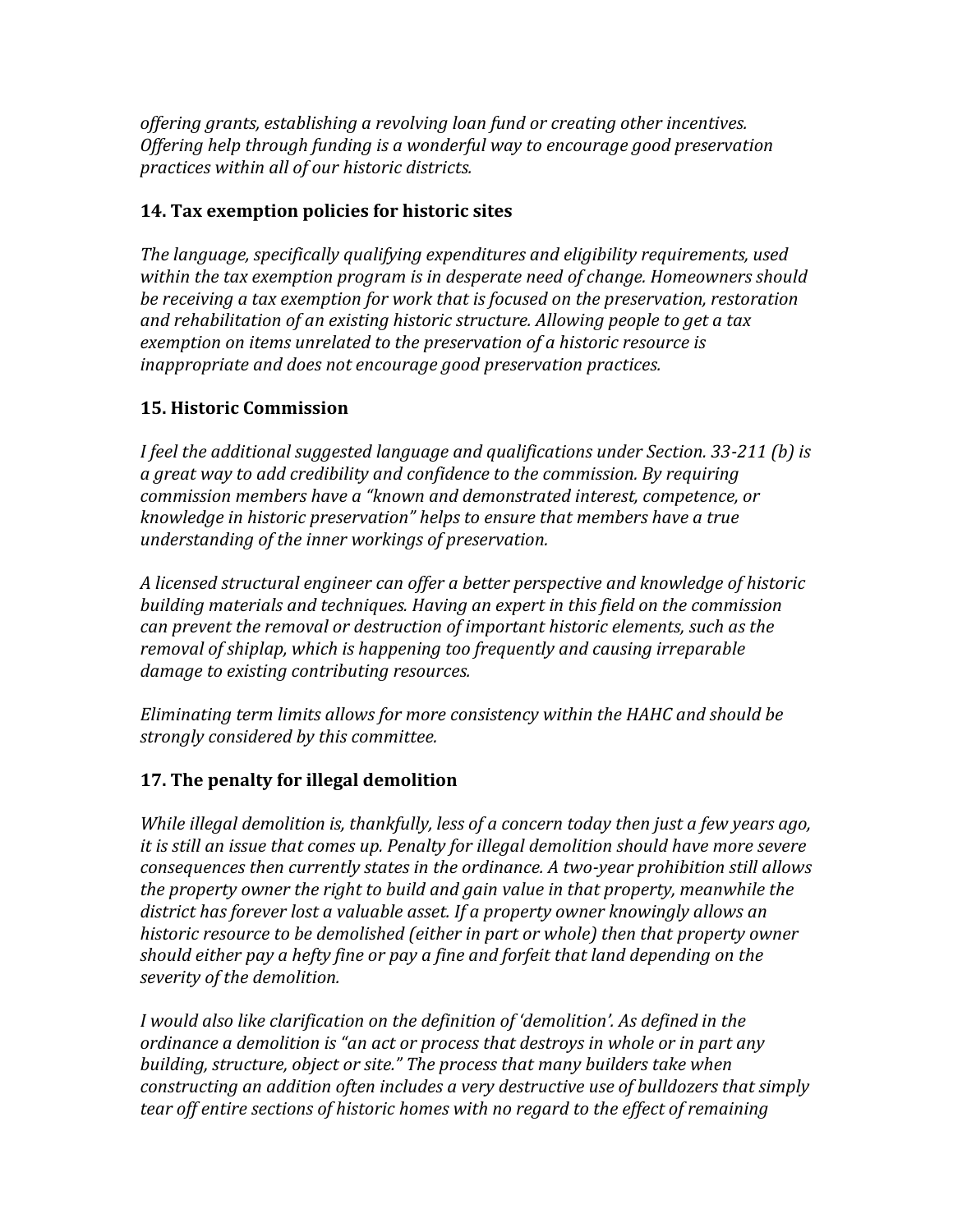*offering grants, establishing a revolving loan fund or creating other incentives. Offering help through funding is a wonderful way to encourage good preservation practices within all of our historic districts.*

## 14. Tax exemption policies for historic sites

*The language, specifically qualifying expenditures and eligibility requirements, used within the tax exemption program is in desperate need of change. Homeowners should be receiving a tax exemption for work that is focused on the preservation, restoration and rehabilitation of an existing historic structure. Allowing people to get a tax exemption on items unrelated to the preservation of a historic resource is inappropriate and does not encourage good preservation practices.*

## 15. Historic Commission

*I feel the additional suggested language and qualifications under Section. 33-211 (b) is a great way to add credibility and confidence to the commission. By requiring commission members have a "known and demonstrated interest, competence, or knowledge in historic preservation" helps to ensure that members have a true understanding of the inner workings of preservation.*

*A licensed structural engineer can offer a better perspective and knowledge of historic building materials and techniques. Having an expert in this field on the commission can prevent the removal or destruction of important historic elements, such as the removal of shiplap, which is happening too frequently and causing irreparable damage to existing contributing resources.*

*Eliminating term limits allows for more consistency within the HAHC and should be strongly considered by this committee.*

## 17. The penalty for illegal demolition

*While illegal demolition is, thankfully, less of a concern today then just a few years ago, it is still an issue that comes up. Penalty for illegal demolition should have more severe consequences then currently states in the ordinance. A two-year prohibition still allows the property owner the right to build and gain value in that property, meanwhile the district has forever lost a valuable asset. If a property owner knowingly allows an historic resource to be demolished (either in part or whole) then that property owner should either pay a hefty fine or pay a fine and forfeit that land depending on the severity of the demolition.*

*I would also like clarification on the definition of 'demolition'. As defined in the ordinance a demolition is "an act or process that destroys in whole or in part any building, structure, object or site." The process that many builders take when constructing an addition often includes a very destructive use of bulldozers that simply tear off entire sections of historic homes with no regard to the effect of remaining*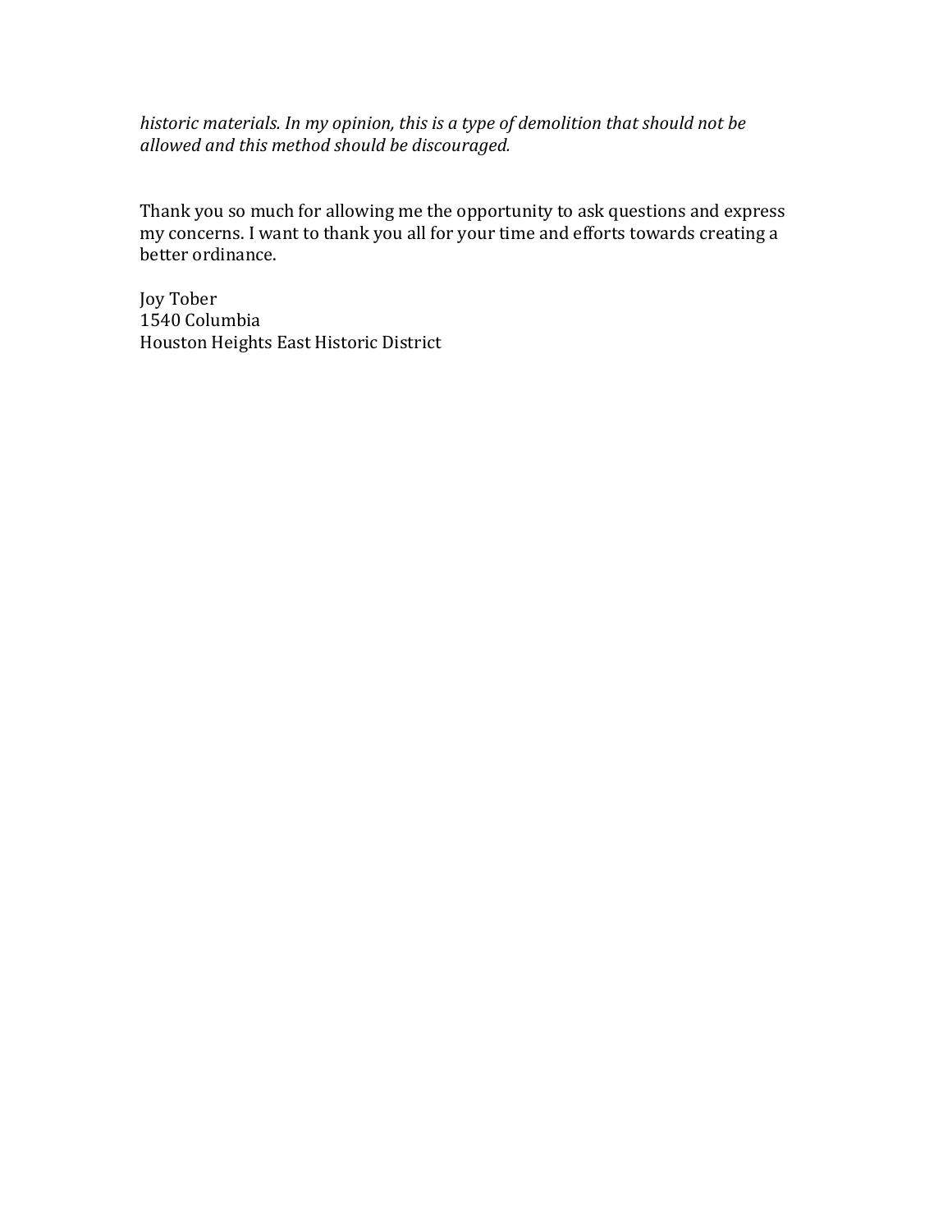*historic materials. In my opinion, this is a type of demolition that should not be allowed and this method should be discouraged.*

Thank you so much for allowing me the opportunity to ask questions and express my concerns. I want to thank you all for your time and efforts towards creating a better ordinance.

Joy Tober
1540 Columbia
Houston Heights East Historic District